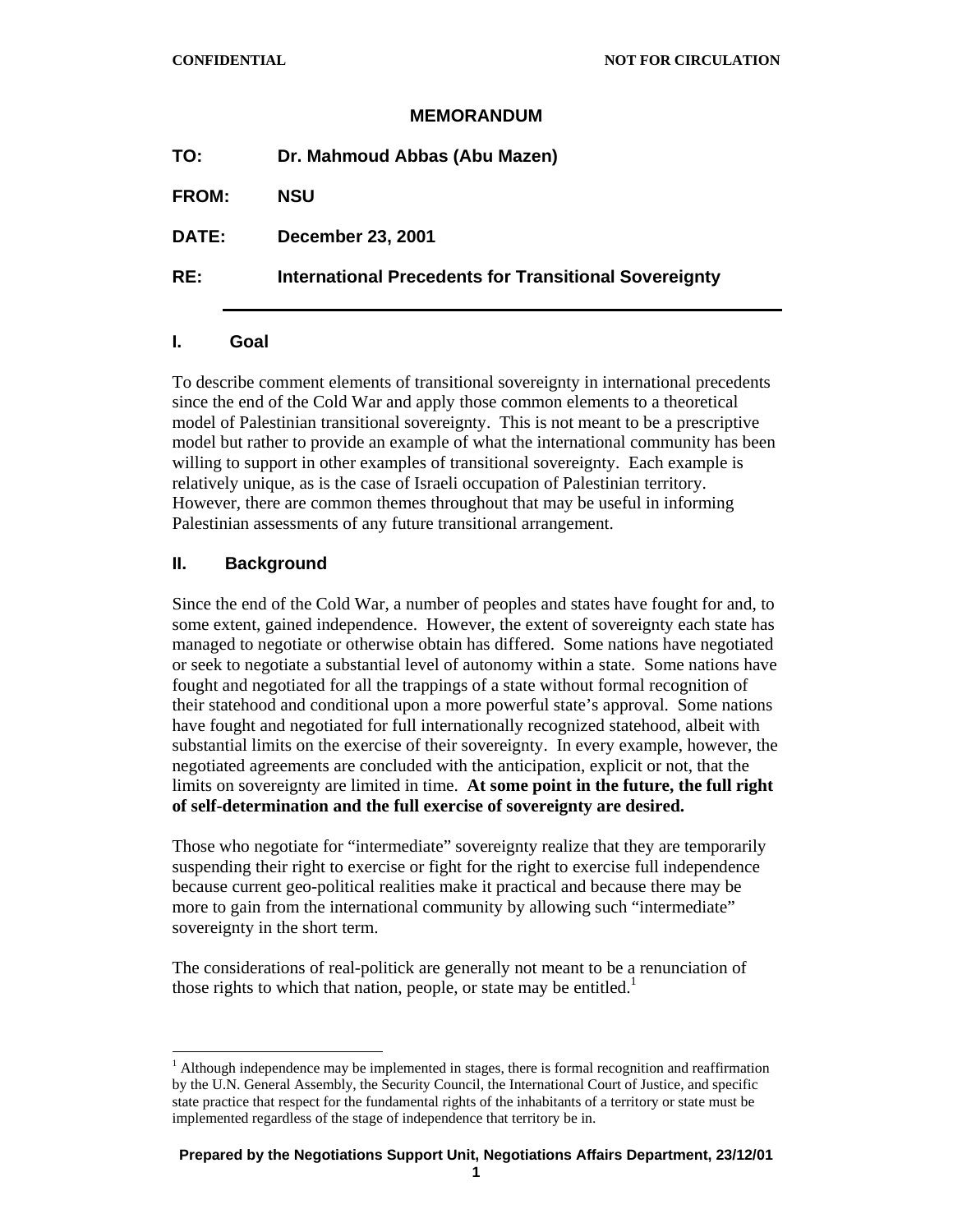CONFIDENTIAL NOT FOR CIRCULATION

# MEMORANDUM

**TO:** Dr. Mahmoud Abbas (Abu Mazen)

**FROM:** NSU

**DATE:** December 23, 2001

**RE:** International Precedents for Transitional Sovereignty

## I. Goal

To describe comment elements of transitional sovereignty in international precedents since the end of the Cold War and apply those common elements to a theoretical model of Palestinian transitional sovereignty. This is not meant to be a prescriptive model but rather to provide an example of what the international community has been willing to support in other examples of transitional sovereignty. Each example is relatively unique, as is the case of Israeli occupation of Palestinian territory. However, there are common themes throughout that may be useful in informing Palestinian assessments of any future transitional arrangement.

## II. Background

Since the end of the Cold War, a number of peoples and states have fought for and, to some extent, gained independence. However, the extent of sovereignty each state has managed to negotiate or otherwise obtain has differed. Some nations have negotiated or seek to negotiate a substantial level of autonomy within a state. Some nations have fought and negotiated for all the trappings of a state without formal recognition of their statehood and conditional upon a more powerful state's approval. Some nations have fought and negotiated for full internationally recognized statehood, albeit with substantial limits on the exercise of their sovereignty. In every example, however, the negotiated agreements are concluded with the anticipation, explicit or not, that the limits on sovereignty are limited in time. **At some point in the future, the full right of self-determination and the full exercise of sovereignty are desired.**

Those who negotiate for "intermediate" sovereignty realize that they are temporarily suspending their right to exercise or fight for the right to exercise full independence because current geo-political realities make it practical and because there may be more to gain from the international community by allowing such "intermediate" sovereignty in the short term.

The considerations of real-politick are generally not meant to be a renunciation of those rights to which that nation, people, or state may be entitled.[1]

[1] Although independence may be implemented in stages, there is formal recognition and reaffirmation by the U.N. General Assembly, the Security Council, the International Court of Justice, and specific state practice that respect for the fundamental rights of the inhabitants of a territory or state must be implemented regardless of the stage of independence that territory be in.

Prepared by the Negotiations Support Unit, Negotiations Affairs Department, 23/12/01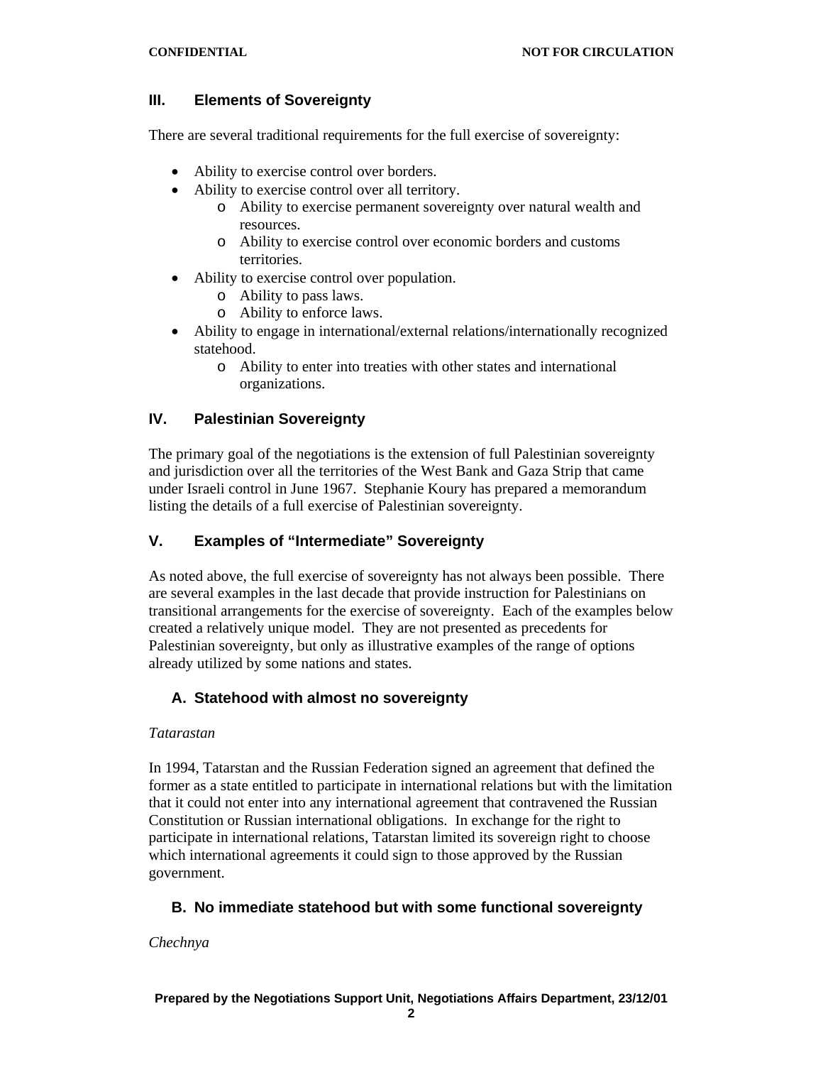## III. Elements of Sovereignty

There are several traditional requirements for the full exercise of sovereignty:

- Ability to exercise control over borders.
- Ability to exercise control over all territory.
  - Ability to exercise permanent sovereignty over natural wealth and resources.
  - Ability to exercise control over economic borders and customs territories.
- Ability to exercise control over population.
  - Ability to pass laws.
  - Ability to enforce laws.
- Ability to engage in international/external relations/internationally recognized statehood.
  - Ability to enter into treaties with other states and international organizations.

## IV. Palestinian Sovereignty

The primary goal of the negotiations is the extension of full Palestinian sovereignty and jurisdiction over all the territories of the West Bank and Gaza Strip that came under Israeli control in June 1967. Stephanie Koury has prepared a memorandum listing the details of a full exercise of Palestinian sovereignty.

## V. Examples of "Intermediate" Sovereignty

As noted above, the full exercise of sovereignty has not always been possible. There are several examples in the last decade that provide instruction for Palestinians on transitional arrangements for the exercise of sovereignty. Each of the examples below created a relatively unique model. They are not presented as precedents for Palestinian sovereignty, but only as illustrative examples of the range of options already utilized by some nations and states.

### A. Statehood with almost no sovereignty

*Tatarastan*

In 1994, Tatarstan and the Russian Federation signed an agreement that defined the former as a state entitled to participate in international relations but with the limitation that it could not enter into any international agreement that contravened the Russian Constitution or Russian international obligations. In exchange for the right to participate in international relations, Tatarstan limited its sovereign right to choose which international agreements it could sign to those approved by the Russian government.

### B. No immediate statehood but with some functional sovereignty

*Chechnya*

Prepared by the Negotiations Support Unit, Negotiations Affairs Department, 23/12/01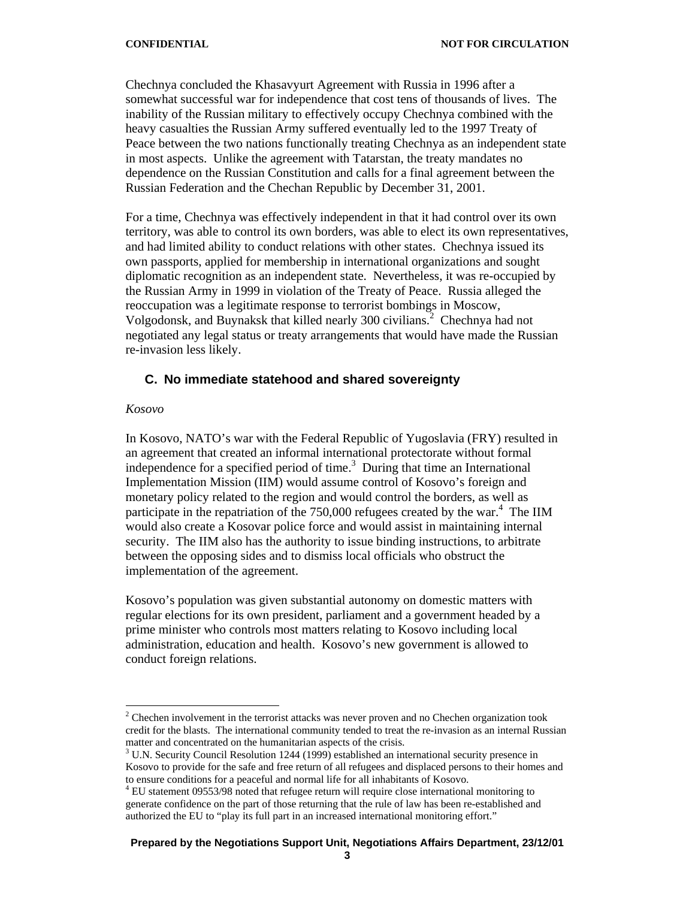Chechnya concluded the Khasavyurt Agreement with Russia in 1996 after a somewhat successful war for independence that cost tens of thousands of lives. The inability of the Russian military to effectively occupy Chechnya combined with the heavy casualties the Russian Army suffered eventually led to the 1997 Treaty of Peace between the two nations functionally treating Chechnya as an independent state in most aspects. Unlike the agreement with Tatarstan, the treaty mandates no dependence on the Russian Constitution and calls for a final agreement between the Russian Federation and the Chechan Republic by December 31, 2001.

For a time, Chechnya was effectively independent in that it had control over its own territory, was able to control its own borders, was able to elect its own representatives, and had limited ability to conduct relations with other states. Chechnya issued its own passports, applied for membership in international organizations and sought diplomatic recognition as an independent state. Nevertheless, it was re-occupied by the Russian Army in 1999 in violation of the Treaty of Peace. Russia alleged the reoccupation was a legitimate response to terrorist bombings in Moscow, Volgodonsk, and Buynaksk that killed nearly 300 civilians.[2] Chechnya had not negotiated any legal status or treaty arrangements that would have made the Russian re-invasion less likely.

### C. No immediate statehood and shared sovereignty

*Kosovo*

In Kosovo, NATO's war with the Federal Republic of Yugoslavia (FRY) resulted in an agreement that created an informal international protectorate without formal independence for a specified period of time.[3] During that time an International Implementation Mission (IIM) would assume control of Kosovo's foreign and monetary policy related to the region and would control the borders, as well as participate in the repatriation of the 750,000 refugees created by the war.[4] The IIM would also create a Kosovar police force and would assist in maintaining internal security. The IIM also has the authority to issue binding instructions, to arbitrate between the opposing sides and to dismiss local officials who obstruct the implementation of the agreement.

Kosovo's population was given substantial autonomy on domestic matters with regular elections for its own president, parliament and a government headed by a prime minister who controls most matters relating to Kosovo including local administration, education and health. Kosovo's new government is allowed to conduct foreign relations.

---

[2] Chechen involvement in the terrorist attacks was never proven and no Chechen organization took credit for the blasts. The international community tended to treat the re-invasion as an internal Russian matter and concentrated on the humanitarian aspects of the crisis.

[3] U.N. Security Council Resolution 1244 (1999) established an international security presence in Kosovo to provide for the safe and free return of all refugees and displaced persons to their homes and to ensure conditions for a peaceful and normal life for all inhabitants of Kosovo.

[4] EU statement 09553/98 noted that refugee return will require close international monitoring to generate confidence on the part of those returning that the rule of law has been re-established and authorized the EU to "play its full part in an increased international monitoring effort."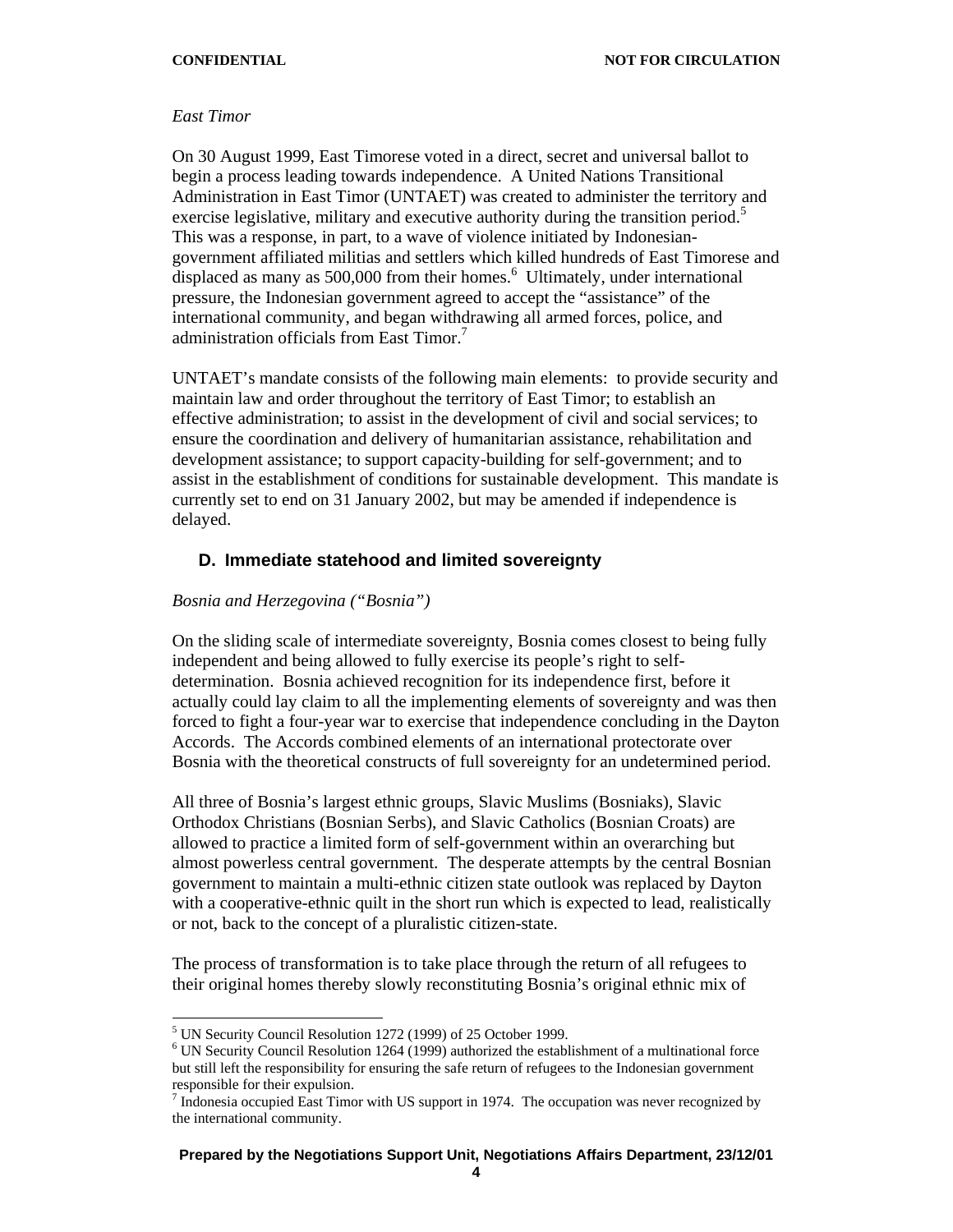*East Timor*

On 30 August 1999, East Timorese voted in a direct, secret and universal ballot to begin a process leading towards independence. A United Nations Transitional Administration in East Timor (UNTAET) was created to administer the territory and exercise legislative, military and executive authority during the transition period.[5] This was a response, in part, to a wave of violence initiated by Indonesian-government affiliated militias and settlers which killed hundreds of East Timorese and displaced as many as 500,000 from their homes.[6] Ultimately, under international pressure, the Indonesian government agreed to accept the "assistance" of the international community, and began withdrawing all armed forces, police, and administration officials from East Timor.[7]

UNTAET's mandate consists of the following main elements: to provide security and maintain law and order throughout the territory of East Timor; to establish an effective administration; to assist in the development of civil and social services; to ensure the coordination and delivery of humanitarian assistance, rehabilitation and development assistance; to support capacity-building for self-government; and to assist in the establishment of conditions for sustainable development. This mandate is currently set to end on 31 January 2002, but may be amended if independence is delayed.

### D. Immediate statehood and limited sovereignty

*Bosnia and Herzegovina ("Bosnia")*

On the sliding scale of intermediate sovereignty, Bosnia comes closest to being fully independent and being allowed to fully exercise its people's right to self-determination. Bosnia achieved recognition for its independence first, before it actually could lay claim to all the implementing elements of sovereignty and was then forced to fight a four-year war to exercise that independence concluding in the Dayton Accords. The Accords combined elements of an international protectorate over Bosnia with the theoretical constructs of full sovereignty for an undetermined period.

All three of Bosnia's largest ethnic groups, Slavic Muslims (Bosniaks), Slavic Orthodox Christians (Bosnian Serbs), and Slavic Catholics (Bosnian Croats) are allowed to practice a limited form of self-government within an overarching but almost powerless central government. The desperate attempts by the central Bosnian government to maintain a multi-ethnic citizen state outlook was replaced by Dayton with a cooperative-ethnic quilt in the short run which is expected to lead, realistically or not, back to the concept of a pluralistic citizen-state.

The process of transformation is to take place through the return of all refugees to their original homes thereby slowly reconstituting Bosnia's original ethnic mix of

---

[5] UN Security Council Resolution 1272 (1999) of 25 October 1999.

[6] UN Security Council Resolution 1264 (1999) authorized the establishment of a multinational force but still left the responsibility for ensuring the safe return of refugees to the Indonesian government responsible for their expulsion.

[7] Indonesia occupied East Timor with US support in 1974. The occupation was never recognized by the international community.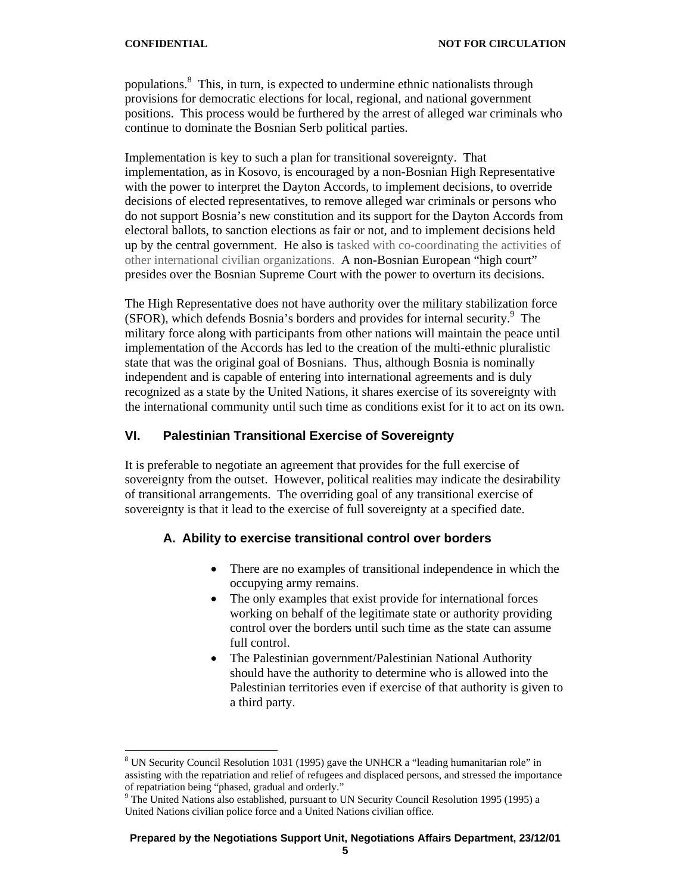populations.[8] This, in turn, is expected to undermine ethnic nationalists through provisions for democratic elections for local, regional, and national government positions. This process would be furthered by the arrest of alleged war criminals who continue to dominate the Bosnian Serb political parties.

Implementation is key to such a plan for transitional sovereignty. That implementation, as in Kosovo, is encouraged by a non-Bosnian High Representative with the power to interpret the Dayton Accords, to implement decisions, to override decisions of elected representatives, to remove alleged war criminals or persons who do not support Bosnia's new constitution and its support for the Dayton Accords from electoral ballots, to sanction elections as fair or not, and to implement decisions held up by the central government. He also is tasked with co-coordinating the activities of other international civilian organizations. A non-Bosnian European "high court" presides over the Bosnian Supreme Court with the power to overturn its decisions.

The High Representative does not have authority over the military stabilization force (SFOR), which defends Bosnia's borders and provides for internal security.[9] The military force along with participants from other nations will maintain the peace until implementation of the Accords has led to the creation of the multi-ethnic pluralistic state that was the original goal of Bosnians. Thus, although Bosnia is nominally independent and is capable of entering into international agreements and is duly recognized as a state by the United Nations, it shares exercise of its sovereignty with the international community until such time as conditions exist for it to act on its own.

## VI. Palestinian Transitional Exercise of Sovereignty

It is preferable to negotiate an agreement that provides for the full exercise of sovereignty from the outset. However, political realities may indicate the desirability of transitional arrangements. The overriding goal of any transitional exercise of sovereignty is that it lead to the exercise of full sovereignty at a specified date.

### A. Ability to exercise transitional control over borders

- There are no examples of transitional independence in which the occupying army remains.
- The only examples that exist provide for international forces working on behalf of the legitimate state or authority providing control over the borders until such time as the state can assume full control.
- The Palestinian government/Palestinian National Authority should have the authority to determine who is allowed into the Palestinian territories even if exercise of that authority is given to a third party.

---

[8] UN Security Council Resolution 1031 (1995) gave the UNHCR a "leading humanitarian role" in assisting with the repatriation and relief of refugees and displaced persons, and stressed the importance of repatriation being "phased, gradual and orderly."

[9] The United Nations also established, pursuant to UN Security Council Resolution 1995 (1995) a United Nations civilian police force and a United Nations civilian office.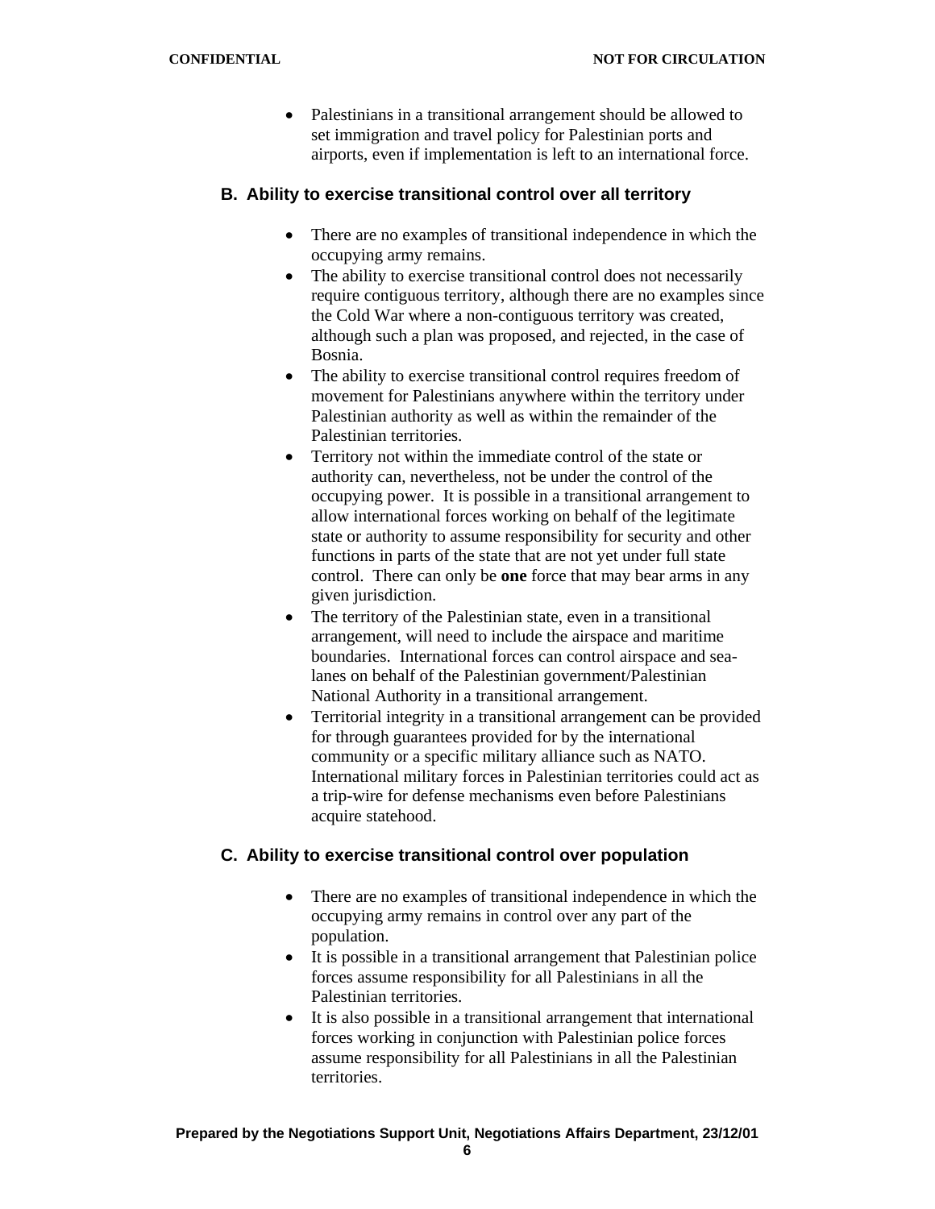- Palestinians in a transitional arrangement should be allowed to set immigration and travel policy for Palestinian ports and airports, even if implementation is left to an international force.

### B. Ability to exercise transitional control over all territory

- There are no examples of transitional independence in which the occupying army remains.
- The ability to exercise transitional control does not necessarily require contiguous territory, although there are no examples since the Cold War where a non-contiguous territory was created, although such a plan was proposed, and rejected, in the case of Bosnia.
- The ability to exercise transitional control requires freedom of movement for Palestinians anywhere within the territory under Palestinian authority as well as within the remainder of the Palestinian territories.
- Territory not within the immediate control of the state or authority can, nevertheless, not be under the control of the occupying power. It is possible in a transitional arrangement to allow international forces working on behalf of the legitimate state or authority to assume responsibility for security and other functions in parts of the state that are not yet under full state control. There can only be **one** force that may bear arms in any given jurisdiction.
- The territory of the Palestinian state, even in a transitional arrangement, will need to include the airspace and maritime boundaries. International forces can control airspace and sea-lanes on behalf of the Palestinian government/Palestinian National Authority in a transitional arrangement.
- Territorial integrity in a transitional arrangement can be provided for through guarantees provided for by the international community or a specific military alliance such as NATO. International military forces in Palestinian territories could act as a trip-wire for defense mechanisms even before Palestinians acquire statehood.

### C. Ability to exercise transitional control over population

- There are no examples of transitional independence in which the occupying army remains in control over any part of the population.
- It is possible in a transitional arrangement that Palestinian police forces assume responsibility for all Palestinians in all the Palestinian territories.
- It is also possible in a transitional arrangement that international forces working in conjunction with Palestinian police forces assume responsibility for all Palestinians in all the Palestinian territories.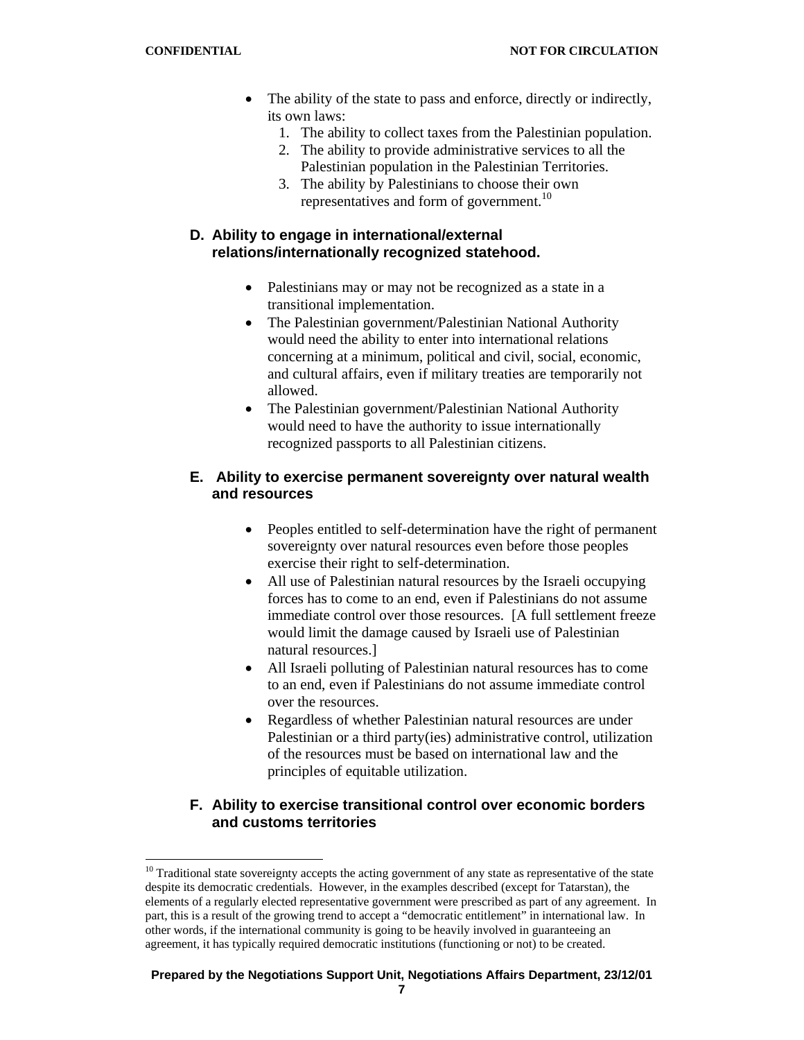- The ability of the state to pass and enforce, directly or indirectly, its own laws:
  1. The ability to collect taxes from the Palestinian population.
  2. The ability to provide administrative services to all the Palestinian population in the Palestinian Territories.
  3. The ability by Palestinians to choose their own representatives and form of government.[10]

### D. Ability to engage in international/external relations/internationally recognized statehood.

- Palestinians may or may not be recognized as a state in a transitional implementation.
- The Palestinian government/Palestinian National Authority would need the ability to enter into international relations concerning at a minimum, political and civil, social, economic, and cultural affairs, even if military treaties are temporarily not allowed.
- The Palestinian government/Palestinian National Authority would need to have the authority to issue internationally recognized passports to all Palestinian citizens.

### E. Ability to exercise permanent sovereignty over natural wealth and resources

- Peoples entitled to self-determination have the right of permanent sovereignty over natural resources even before those peoples exercise their right to self-determination.
- All use of Palestinian natural resources by the Israeli occupying forces has to come to an end, even if Palestinians do not assume immediate control over those resources. [A full settlement freeze would limit the damage caused by Israeli use of Palestinian natural resources.]
- All Israeli polluting of Palestinian natural resources has to come to an end, even if Palestinians do not assume immediate control over the resources.
- Regardless of whether Palestinian natural resources are under Palestinian or a third party(ies) administrative control, utilization of the resources must be based on international law and the principles of equitable utilization.

### F. Ability to exercise transitional control over economic borders and customs territories

[10] Traditional state sovereignty accepts the acting government of any state as representative of the state despite its democratic credentials. However, in the examples described (except for Tatarstan), the elements of a regularly elected representative government were prescribed as part of any agreement. In part, this is a result of the growing trend to accept a "democratic entitlement" in international law. In other words, if the international community is going to be heavily involved in guaranteeing an agreement, it has typically required democratic institutions (functioning or not) to be created.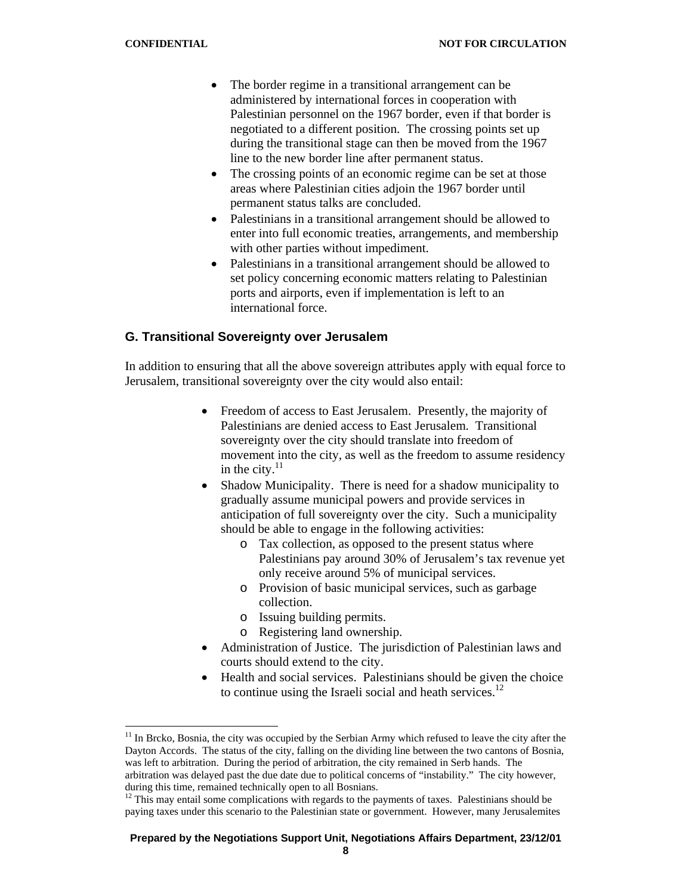- The border regime in a transitional arrangement can be administered by international forces in cooperation with Palestinian personnel on the 1967 border, even if that border is negotiated to a different position. The crossing points set up during the transitional stage can then be moved from the 1967 line to the new border line after permanent status.
- The crossing points of an economic regime can be set at those areas where Palestinian cities adjoin the 1967 border until permanent status talks are concluded.
- Palestinians in a transitional arrangement should be allowed to enter into full economic treaties, arrangements, and membership with other parties without impediment.
- Palestinians in a transitional arrangement should be allowed to set policy concerning economic matters relating to Palestinian ports and airports, even if implementation is left to an international force.

## G. Transitional Sovereignty over Jerusalem

In addition to ensuring that all the above sovereign attributes apply with equal force to Jerusalem, transitional sovereignty over the city would also entail:

- Freedom of access to East Jerusalem. Presently, the majority of Palestinians are denied access to East Jerusalem. Transitional sovereignty over the city should translate into freedom of movement into the city, as well as the freedom to assume residency in the city.[11]
- Shadow Municipality. There is need for a shadow municipality to gradually assume municipal powers and provide services in anticipation of full sovereignty over the city. Such a municipality should be able to engage in the following activities:
    - Tax collection, as opposed to the present status where Palestinians pay around 30% of Jerusalem's tax revenue yet only receive around 5% of municipal services.
    - Provision of basic municipal services, such as garbage collection.
    - Issuing building permits.
    - Registering land ownership.
- Administration of Justice. The jurisdiction of Palestinian laws and courts should extend to the city.
- Health and social services. Palestinians should be given the choice to continue using the Israeli social and heath services.[12]

---

[11] In Brcko, Bosnia, the city was occupied by the Serbian Army which refused to leave the city after the Dayton Accords. The status of the city, falling on the dividing line between the two cantons of Bosnia, was left to arbitration. During the period of arbitration, the city remained in Serb hands. The arbitration was delayed past the due date due to political concerns of "instability." The city however, during this time, remained technically open to all Bosnians.

[12] This may entail some complications with regards to the payments of taxes. Palestinians should be paying taxes under this scenario to the Palestinian state or government. However, many Jerusalemites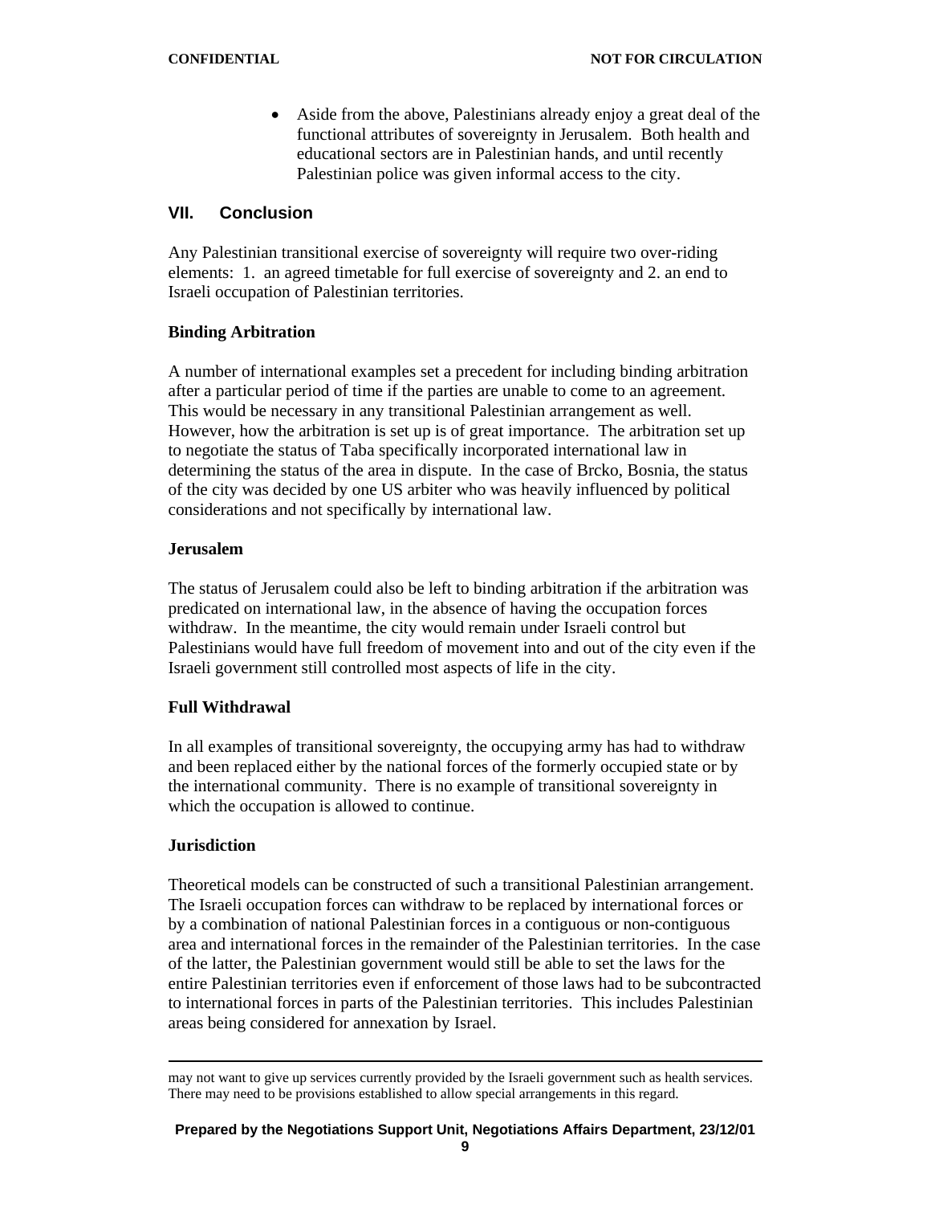- Aside from the above, Palestinians already enjoy a great deal of the functional attributes of sovereignty in Jerusalem. Both health and educational sectors are in Palestinian hands, and until recently Palestinian police was given informal access to the city.

## VII. Conclusion

Any Palestinian transitional exercise of sovereignty will require two over-riding elements: 1. an agreed timetable for full exercise of sovereignty and 2. an end to Israeli occupation of Palestinian territories.

**Binding Arbitration**

A number of international examples set a precedent for including binding arbitration after a particular period of time if the parties are unable to come to an agreement. This would be necessary in any transitional Palestinian arrangement as well. However, how the arbitration is set up is of great importance. The arbitration set up to negotiate the status of Taba specifically incorporated international law in determining the status of the area in dispute. In the case of Brcko, Bosnia, the status of the city was decided by one US arbiter who was heavily influenced by political considerations and not specifically by international law.

**Jerusalem**

The status of Jerusalem could also be left to binding arbitration if the arbitration was predicated on international law, in the absence of having the occupation forces withdraw. In the meantime, the city would remain under Israeli control but Palestinians would have full freedom of movement into and out of the city even if the Israeli government still controlled most aspects of life in the city.

**Full Withdrawal**

In all examples of transitional sovereignty, the occupying army has had to withdraw and been replaced either by the national forces of the formerly occupied state or by the international community. There is no example of transitional sovereignty in which the occupation is allowed to continue.

**Jurisdiction**

Theoretical models can be constructed of such a transitional Palestinian arrangement. The Israeli occupation forces can withdraw to be replaced by international forces or by a combination of national Palestinian forces in a contiguous or non-contiguous area and international forces in the remainder of the Palestinian territories. In the case of the latter, the Palestinian government would still be able to set the laws for the entire Palestinian territories even if enforcement of those laws had to be subcontracted to international forces in parts of the Palestinian territories. This includes Palestinian areas being considered for annexation by Israel.

---

may not want to give up services currently provided by the Israeli government such as health services. There may need to be provisions established to allow special arrangements in this regard.

**Prepared by the Negotiations Support Unit, Negotiations Affairs Department, 23/12/01**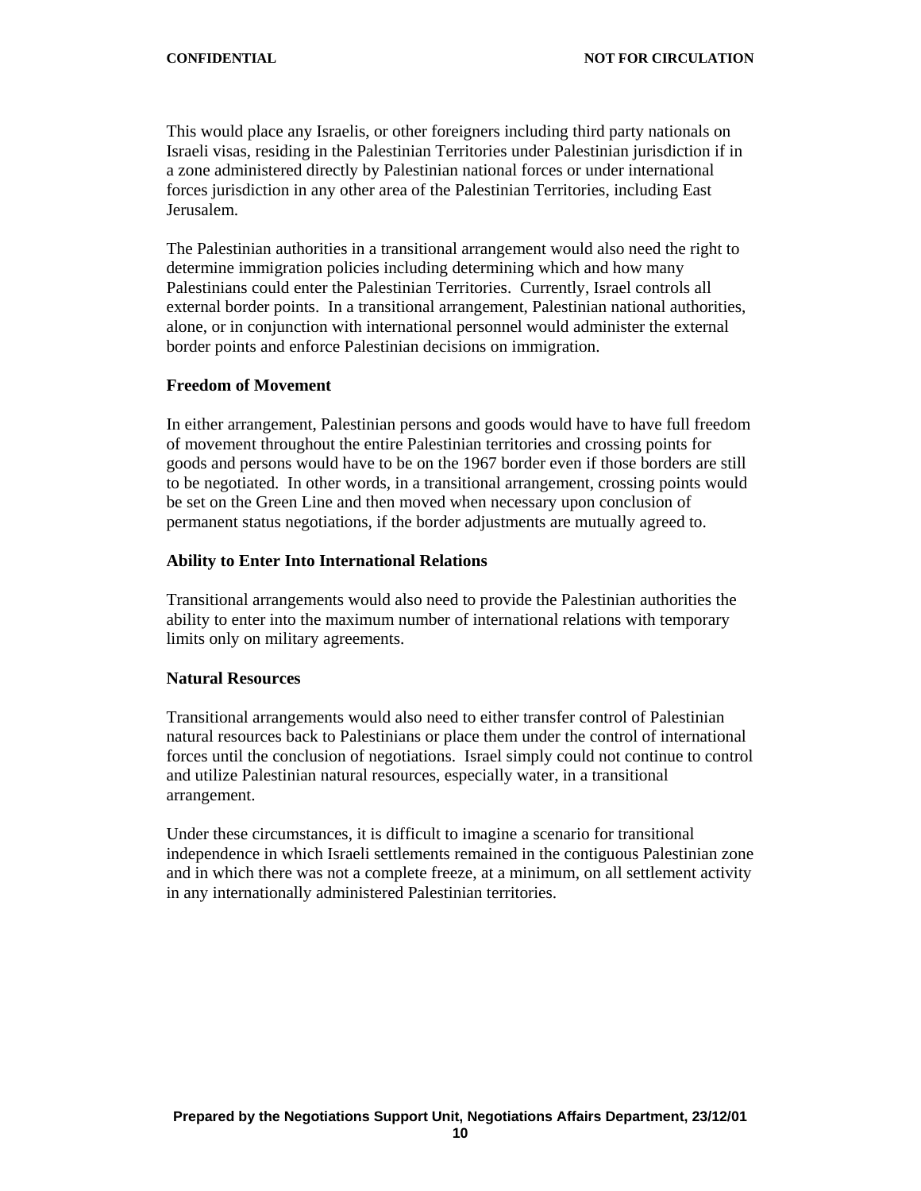This would place any Israelis, or other foreigners including third party nationals on Israeli visas, residing in the Palestinian Territories under Palestinian jurisdiction if in a zone administered directly by Palestinian national forces or under international forces jurisdiction in any other area of the Palestinian Territories, including East Jerusalem.

The Palestinian authorities in a transitional arrangement would also need the right to determine immigration policies including determining which and how many Palestinians could enter the Palestinian Territories. Currently, Israel controls all external border points. In a transitional arrangement, Palestinian national authorities, alone, or in conjunction with international personnel would administer the external border points and enforce Palestinian decisions on immigration.

**Freedom of Movement**

In either arrangement, Palestinian persons and goods would have to have full freedom of movement throughout the entire Palestinian territories and crossing points for goods and persons would have to be on the 1967 border even if those borders are still to be negotiated. In other words, in a transitional arrangement, crossing points would be set on the Green Line and then moved when necessary upon conclusion of permanent status negotiations, if the border adjustments are mutually agreed to.

**Ability to Enter Into International Relations**

Transitional arrangements would also need to provide the Palestinian authorities the ability to enter into the maximum number of international relations with temporary limits only on military agreements.

**Natural Resources**

Transitional arrangements would also need to either transfer control of Palestinian natural resources back to Palestinians or place them under the control of international forces until the conclusion of negotiations. Israel simply could not continue to control and utilize Palestinian natural resources, especially water, in a transitional arrangement.

Under these circumstances, it is difficult to imagine a scenario for transitional independence in which Israeli settlements remained in the contiguous Palestinian zone and in which there was not a complete freeze, at a minimum, on all settlement activity in any internationally administered Palestinian territories.